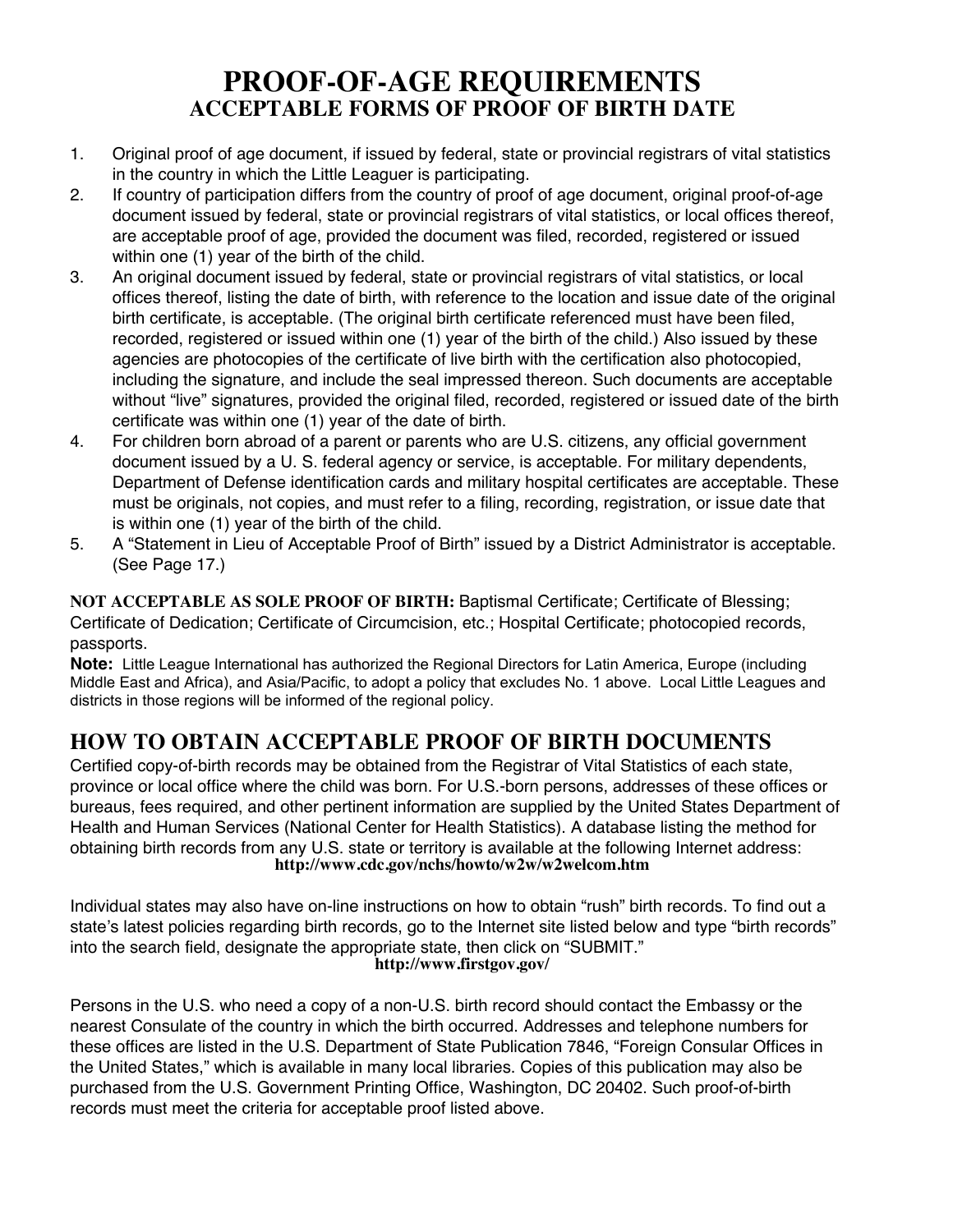# PROOF-OF-AGE REQUIREMENTS

## ACCEPTABLE FORMS OF PROOF OF BIRTH DATE

1. Original proof of age document, if issued by federal, state or provincial registrars of vital statistics in the country in which the Little Leaguer is participating.
2. If country of participation differs from the country of proof of age document, original proof-of-age document issued by federal, state or provincial registrars of vital statistics, or local offices thereof, are acceptable proof of age, provided the document was filed, recorded, registered or issued within one (1) year of the birth of the child.
3. An original document issued by federal, state or provincial registrars of vital statistics, or local offices thereof, listing the date of birth, with reference to the location and issue date of the original birth certificate, is acceptable. (The original birth certificate referenced must have been filed, recorded, registered or issued within one (1) year of the birth of the child.) Also issued by these agencies are photocopies of the certificate of live birth with the certification also photocopied, including the signature, and include the seal impressed thereon. Such documents are acceptable without "live" signatures, provided the original filed, recorded, registered or issued date of the birth certificate was within one (1) year of the date of birth.
4. For children born abroad of a parent or parents who are U.S. citizens, any official government document issued by a U. S. federal agency or service, is acceptable. For military dependents, Department of Defense identification cards and military hospital certificates are acceptable. These must be originals, not copies, and must refer to a filing, recording, registration, or issue date that is within one (1) year of the birth of the child.
5. A "Statement in Lieu of Acceptable Proof of Birth" issued by a District Administrator is acceptable. (See Page 17.)

**NOT ACCEPTABLE AS SOLE PROOF OF BIRTH:** Baptismal Certificate; Certificate of Blessing; Certificate of Dedication; Certificate of Circumcision, etc.; Hospital Certificate; photocopied records, passports.

**Note:** Little League International has authorized the Regional Directors for Latin America, Europe (including Middle East and Africa), and Asia/Pacific, to adopt a policy that excludes No. 1 above. Local Little Leagues and districts in those regions will be informed of the regional policy.

## HOW TO OBTAIN ACCEPTABLE PROOF OF BIRTH DOCUMENTS

Certified copy-of-birth records may be obtained from the Registrar of Vital Statistics of each state, province or local office where the child was born. For U.S.-born persons, addresses of these offices or bureaus, fees required, and other pertinent information are supplied by the United States Department of Health and Human Services (National Center for Health Statistics). A database listing the method for obtaining birth records from any U.S. state or territory is available at the following Internet address:

**http://www.cdc.gov/nchs/howto/w2w/w2welcom.htm**

Individual states may also have on-line instructions on how to obtain "rush" birth records. To find out a state's latest policies regarding birth records, go to the Internet site listed below and type "birth records" into the search field, designate the appropriate state, then click on "SUBMIT."

**http://www.firstgov.gov/**

Persons in the U.S. who need a copy of a non-U.S. birth record should contact the Embassy or the nearest Consulate of the country in which the birth occurred. Addresses and telephone numbers for these offices are listed in the U.S. Department of State Publication 7846, "Foreign Consular Offices in the United States," which is available in many local libraries. Copies of this publication may also be purchased from the U.S. Government Printing Office, Washington, DC 20402. Such proof-of-birth records must meet the criteria for acceptable proof listed above.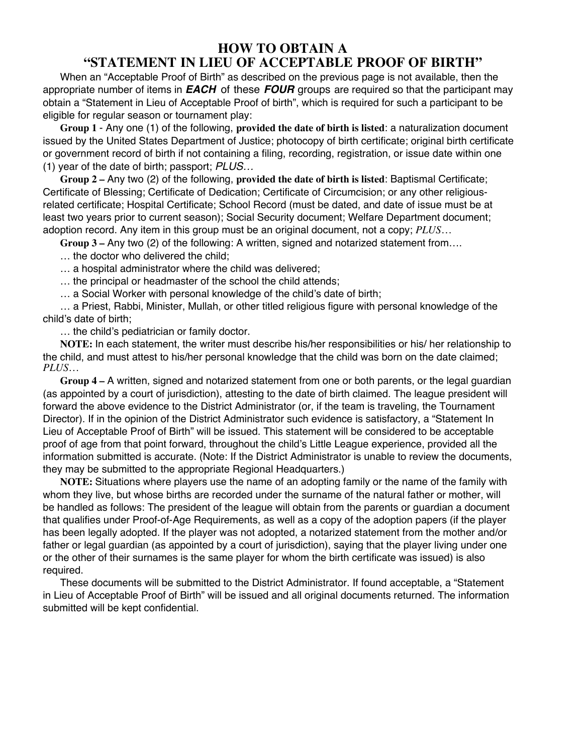# HOW TO OBTAIN A "STATEMENT IN LIEU OF ACCEPTABLE PROOF OF BIRTH"

When an "Acceptable Proof of Birth" as described on the previous page is not available, then the appropriate number of items in ***EACH*** of these ***FOUR*** groups are required so that the participant may obtain a "Statement in Lieu of Acceptable Proof of birth", which is required for such a participant to be eligible for regular season or tournament play:

**Group 1** - Any one (1) of the following, **provided the date of birth is listed**: a naturalization document issued by the United States Department of Justice; photocopy of birth certificate; original birth certificate or government record of birth if not containing a filing, recording, registration, or issue date within one (1) year of the date of birth; passport; *PLUS…*

**Group 2 –** Any two (2) of the following, **provided the date of birth is listed**: Baptismal Certificate; Certificate of Blessing; Certificate of Dedication; Certificate of Circumcision; or any other religious-related certificate; Hospital Certificate; School Record (must be dated, and date of issue must be at least two years prior to current season); Social Security document; Welfare Department document; adoption record. Any item in this group must be an original document, not a copy; *PLUS…*

**Group 3 –** Any two (2) of the following: A written, signed and notarized statement from….

… the doctor who delivered the child;

… a hospital administrator where the child was delivered;

… the principal or headmaster of the school the child attends;

… a Social Worker with personal knowledge of the child's date of birth;

… a Priest, Rabbi, Minister, Mullah, or other titled religious figure with personal knowledge of the child's date of birth;

… the child's pediatrician or family doctor.

**NOTE:** In each statement, the writer must describe his/her responsibilities or his/ her relationship to the child, and must attest to his/her personal knowledge that the child was born on the date claimed; *PLUS…*

**Group 4 –** A written, signed and notarized statement from one or both parents, or the legal guardian (as appointed by a court of jurisdiction), attesting to the date of birth claimed. The league president will forward the above evidence to the District Administrator (or, if the team is traveling, the Tournament Director). If in the opinion of the District Administrator such evidence is satisfactory, a "Statement In Lieu of Acceptable Proof of Birth" will be issued. This statement will be considered to be acceptable proof of age from that point forward, throughout the child's Little League experience, provided all the information submitted is accurate. (Note: If the District Administrator is unable to review the documents, they may be submitted to the appropriate Regional Headquarters.)

**NOTE:** Situations where players use the name of an adopting family or the name of the family with whom they live, but whose births are recorded under the surname of the natural father or mother, will be handled as follows: The president of the league will obtain from the parents or guardian a document that qualifies under Proof-of-Age Requirements, as well as a copy of the adoption papers (if the player has been legally adopted. If the player was not adopted, a notarized statement from the mother and/or father or legal guardian (as appointed by a court of jurisdiction), saying that the player living under one or the other of their surnames is the same player for whom the birth certificate was issued) is also required.

These documents will be submitted to the District Administrator. If found acceptable, a "Statement in Lieu of Acceptable Proof of Birth" will be issued and all original documents returned. The information submitted will be kept confidential.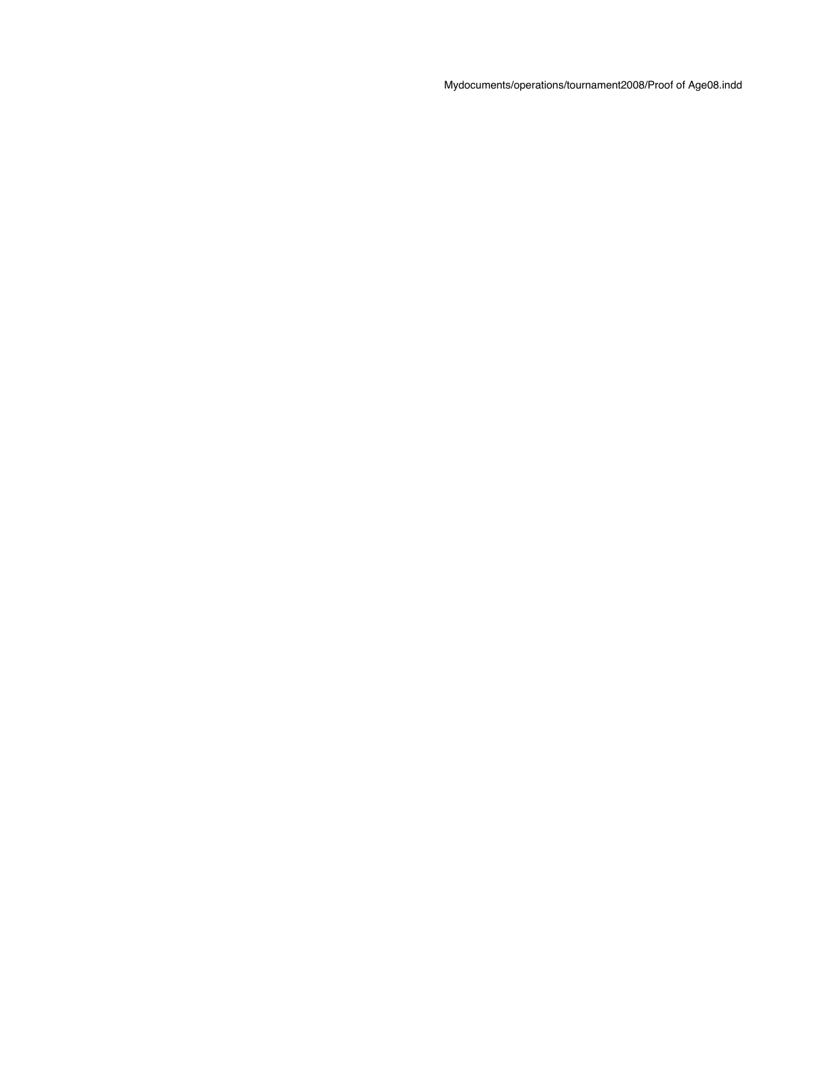Mydocuments/operations/tournament2008/Proof of Age08.indd